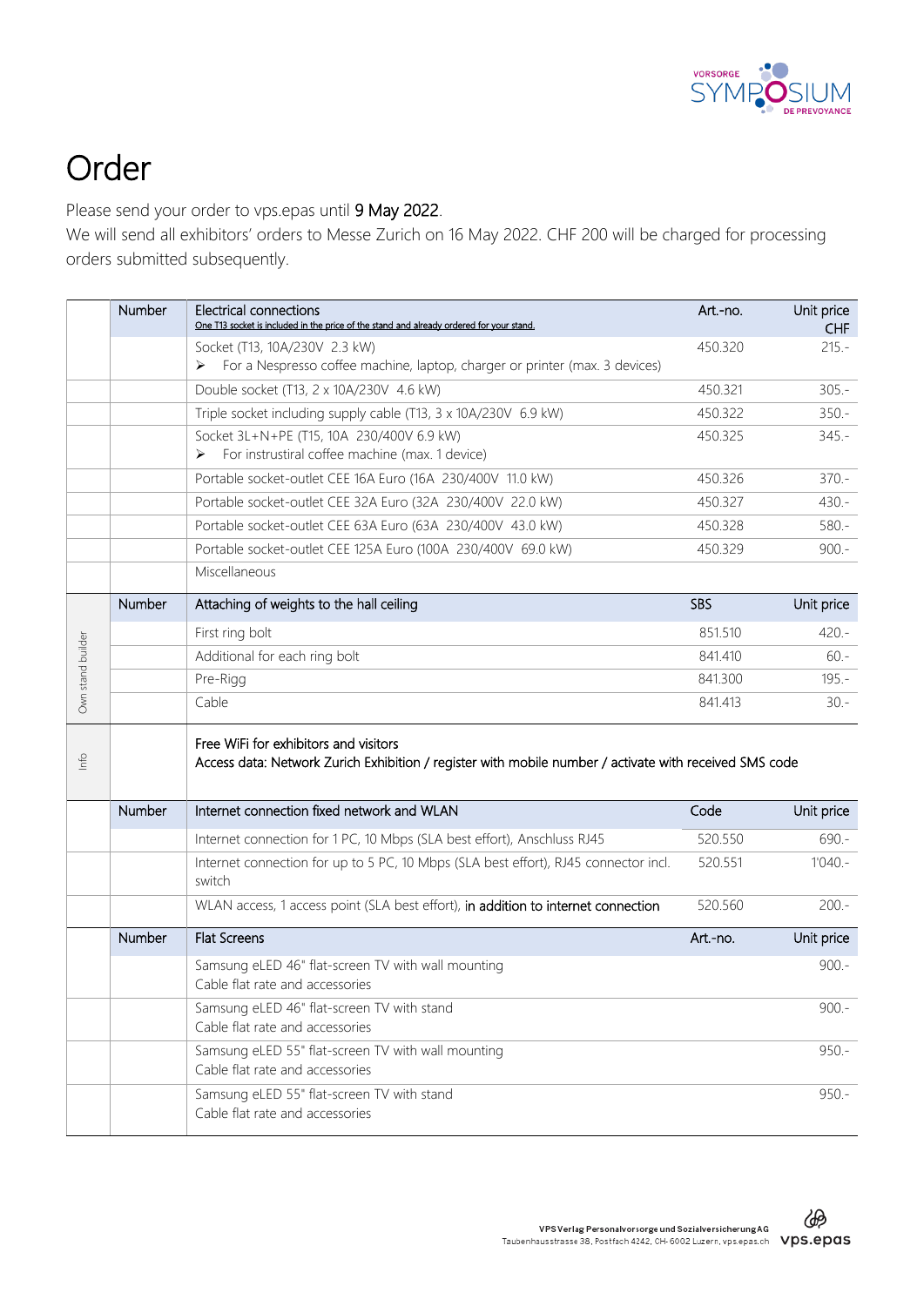# Order

Please send your order to vps.epas until **9 May 2022**.
We will send all exhibitors' orders to Messe Zurich on 16 May 2022. CHF 200 will be charged for processing orders submitted subsequently.

| | Number | Electrical connections<br>One T13 socket is included in the price of the stand and already ordered for your stand. | Art.-no. | Unit price CHF |
|---|---|---|---|---|
| | | Socket (T13, 10A/230V 2.3 kW)<br>➢ For a Nespresso coffee machine, laptop, charger or printer (max. 3 devices) | 450.320 | 215.- |
| | | Double socket (T13, 2 x 10A/230V 4.6 kW) | 450.321 | 305.- |
| | | Triple socket including supply cable (T13, 3 x 10A/230V 6.9 kW) | 450.322 | 350.- |
| | | Socket 3L+N+PE (T15, 10A 230/400V 6.9 kW)<br>➢ For instrustiral coffee machine (max. 1 device) | 450.325 | 345.- |
| | | Portable socket-outlet CEE 16A Euro (16A 230/400V 11.0 kW) | 450.326 | 370.- |
| | | Portable socket-outlet CEE 32A Euro (32A 230/400V 22.0 kW) | 450.327 | 430.- |
| | | Portable socket-outlet CEE 63A Euro (63A 230/400V 43.0 kW) | 450.328 | 580.- |
| | | Portable socket-outlet CEE 125A Euro (100A 230/400V 69.0 kW) | 450.329 | 900.- |
| | | Miscellaneous | | |
| Own stand builder | Number | Attaching of weights to the hall ceiling | SBS | Unit price |
| | | First ring bolt | 851.510 | 420.- |
| | | Additional for each ring bolt | 841.410 | 60.- |
| | | Pre-Rigg | 841.300 | 195.- |
| | | Cable | 841.413 | 30.- |
| Info | | Free WiFi for exhibitors and visitors<br>Access data: Network Zurich Exhibition / register with mobile number / activate with received SMS code | | |
| | Number | Internet connection fixed network and WLAN | Code | Unit price |
| | | Internet connection for 1 PC, 10 Mbps (SLA best effort), Anschluss RJ45 | 520.550 | 690.- |
| | | Internet connection for up to 5 PC, 10 Mbps (SLA best effort), RJ45 connector incl. switch | 520.551 | 1'040.- |
| | | WLAN access, 1 access point (SLA best effort), in addition to internet connection | 520.560 | 200.- |
| | Number | Flat Screens | Art.-no. | Unit price |
| | | Samsung eLED 46" flat-screen TV with wall mounting<br>Cable flat rate and accessories | | 900.- |
| | | Samsung eLED 46" flat-screen TV with stand<br>Cable flat rate and accessories | | 900.- |
| | | Samsung eLED 55" flat-screen TV with wall mounting<br>Cable flat rate and accessories | | 950.- |
| | | Samsung eLED 55" flat-screen TV with stand<br>Cable flat rate and accessories | | 950.- |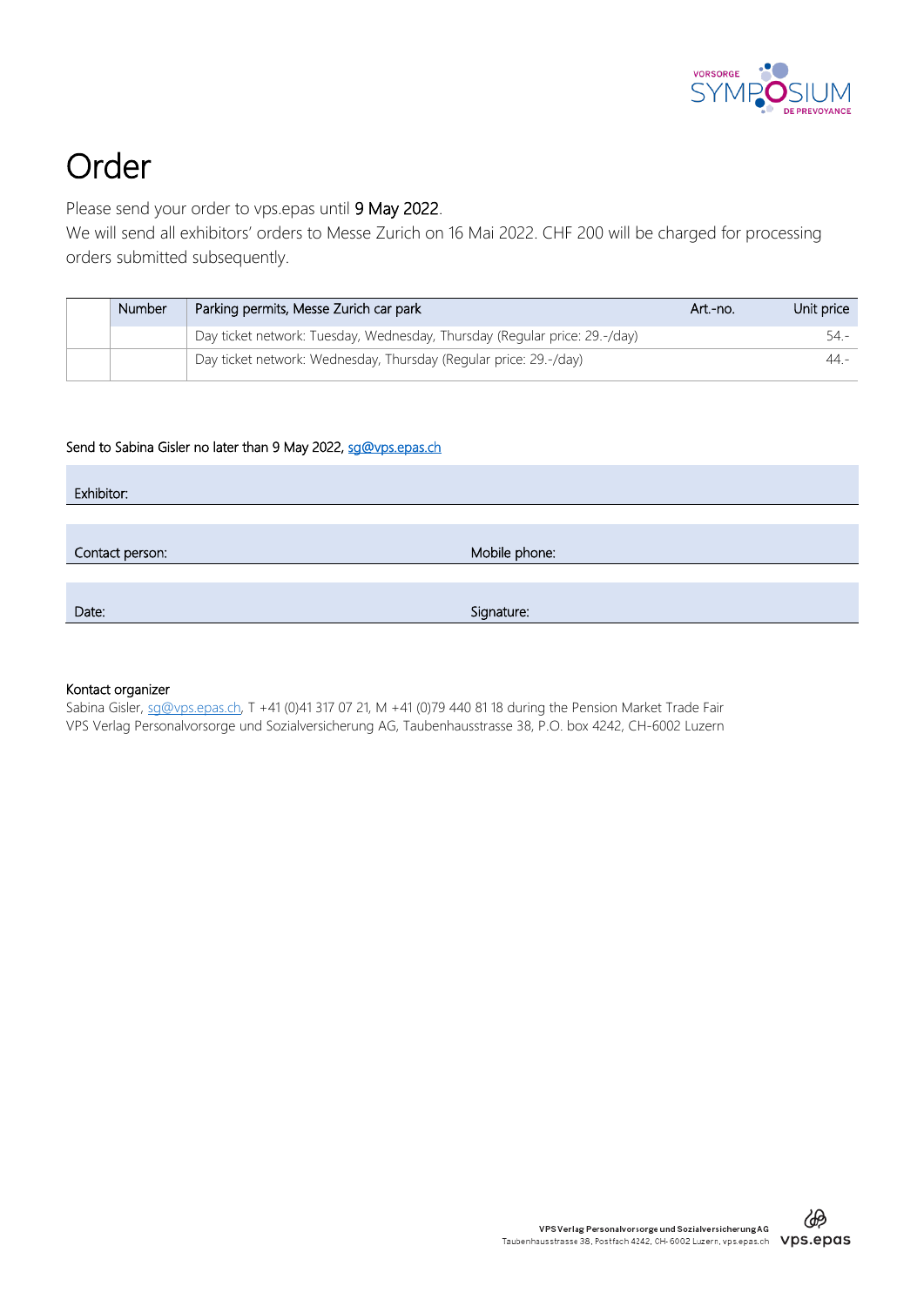# Order

Please send your order to vps.epas until 9 May 2022.
We will send all exhibitors' orders to Messe Zurich on 16 Mai 2022. CHF 200 will be charged for processing orders submitted subsequently.

| | Number | Parking permits, Messe Zurich car park | Art.-no. | Unit price |
|---|---|---|---|---|
| | | Day ticket network: Tuesday, Wednesday, Thursday (Regular price: 29.-/day) | | 54.- |
| | | Day ticket network: Wednesday, Thursday (Regular price: 29.-/day) | | 44.- |

Send to Sabina Gisler no later than 9 May 2022, sg@vps.epas.ch

Exhibitor:

Contact person: Mobile phone:

Date: Signature:

Kontact organizer
Sabina Gisler, sg@vps.epas.ch, T +41 (0)41 317 07 21, M +41 (0)79 440 81 18 during the Pension Market Trade Fair
VPS Verlag Personalvorsorge und Sozialversicherung AG, Taubenhausstrasse 38, P.O. box 4242, CH-6002 Luzern